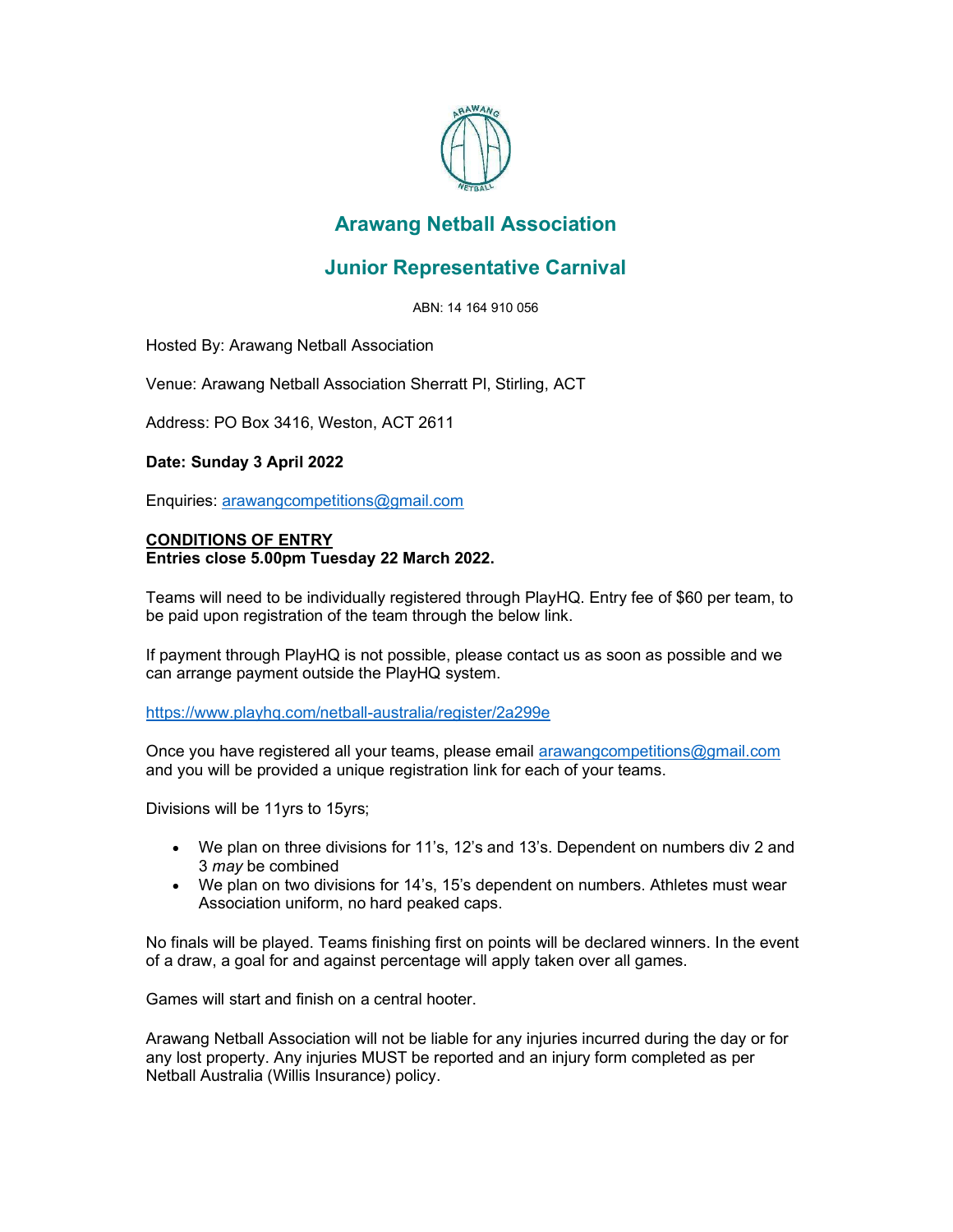# Arawang Netball Association

## Junior Representative Carnival

ABN: 14 164 910 056

Hosted By: Arawang Netball Association

Venue: Arawang Netball Association Sherratt Pl, Stirling, ACT

Address: PO Box 3416, Weston, ACT 2611

**Date: Sunday 3 April 2022**

Enquiries: arawangcompetitions@gmail.com

**CONDITIONS OF ENTRY**
**Entries close 5.00pm Tuesday 22 March 2022.**

Teams will need to be individually registered through PlayHQ. Entry fee of $60 per team, to be paid upon registration of the team through the below link.

If payment through PlayHQ is not possible, please contact us as soon as possible and we can arrange payment outside the PlayHQ system.

https://www.playhq.com/netball-australia/register/2a299e

Once you have registered all your teams, please email arawangcompetitions@gmail.com and you will be provided a unique registration link for each of your teams.

Divisions will be 11yrs to 15yrs;

- We plan on three divisions for 11's, 12's and 13's. Dependent on numbers div 2 and 3 *may* be combined
- We plan on two divisions for 14's, 15's dependent on numbers. Athletes must wear Association uniform, no hard peaked caps.

No finals will be played. Teams finishing first on points will be declared winners. In the event of a draw, a goal for and against percentage will apply taken over all games.

Games will start and finish on a central hooter.

Arawang Netball Association will not be liable for any injuries incurred during the day or for any lost property. Any injuries MUST be reported and an injury form completed as per Netball Australia (Willis Insurance) policy.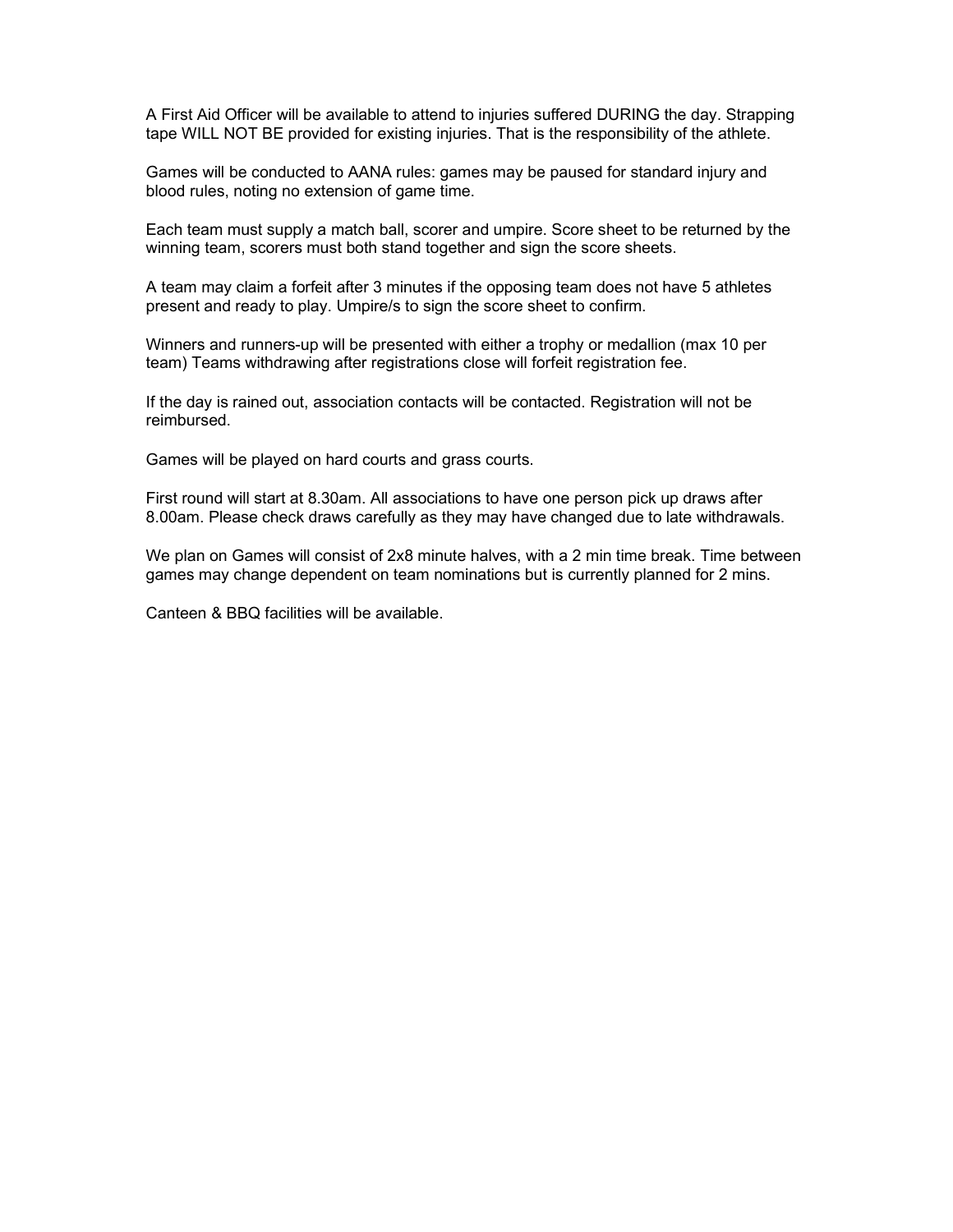A First Aid Officer will be available to attend to injuries suffered DURING the day. Strapping tape WILL NOT BE provided for existing injuries. That is the responsibility of the athlete.

Games will be conducted to AANA rules: games may be paused for standard injury and blood rules, noting no extension of game time.

Each team must supply a match ball, scorer and umpire. Score sheet to be returned by the winning team, scorers must both stand together and sign the score sheets.

A team may claim a forfeit after 3 minutes if the opposing team does not have 5 athletes present and ready to play. Umpire/s to sign the score sheet to confirm.

Winners and runners-up will be presented with either a trophy or medallion (max 10 per team) Teams withdrawing after registrations close will forfeit registration fee.

If the day is rained out, association contacts will be contacted. Registration will not be reimbursed.

Games will be played on hard courts and grass courts.

First round will start at 8.30am. All associations to have one person pick up draws after 8.00am. Please check draws carefully as they may have changed due to late withdrawals.

We plan on Games will consist of 2x8 minute halves, with a 2 min time break. Time between games may change dependent on team nominations but is currently planned for 2 mins.

Canteen & BBQ facilities will be available.